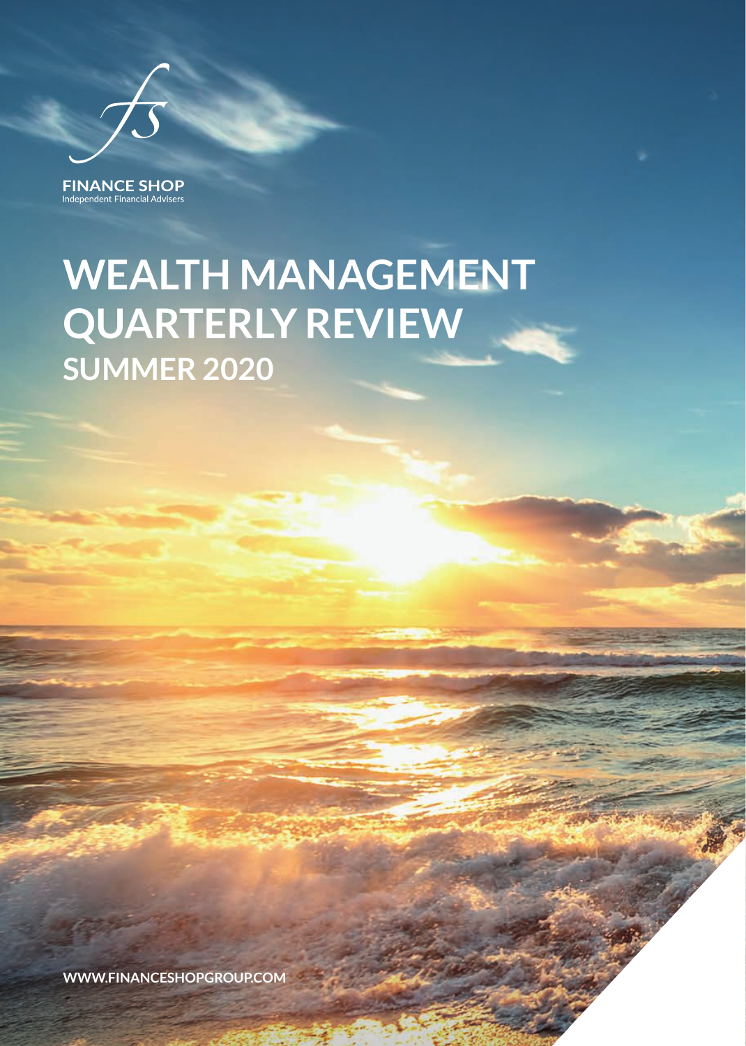FINANCE SHOP
Independent Financial Advisers

# WEALTH MANAGEMENT QUARTERLY REVIEW

## SUMMER 2020

WWW.FINANCESHOPGROUP.COM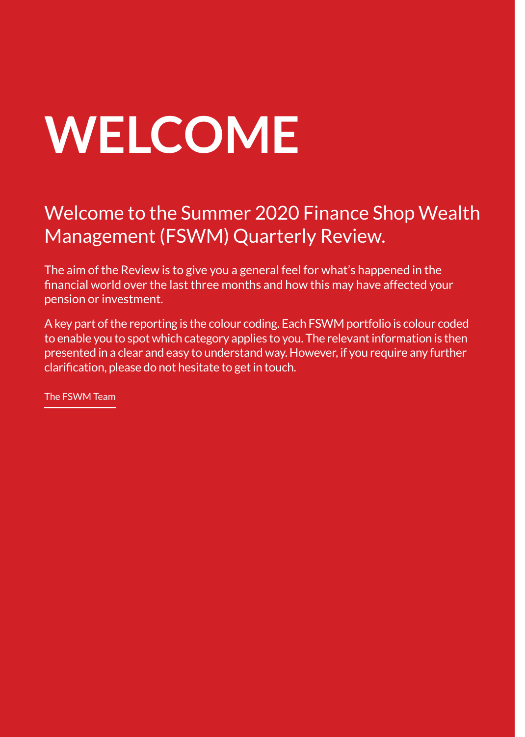# WELCOME

## Welcome to the Summer 2020 Finance Shop Wealth Management (FSWM) Quarterly Review.

The aim of the Review is to give you a general feel for what's happened in the financial world over the last three months and how this may have affected your pension or investment.

A key part of the reporting is the colour coding. Each FSWM portfolio is colour coded to enable you to spot which category applies to you. The relevant information is then presented in a clear and easy to understand way. However, if you require any further clarification, please do not hesitate to get in touch.

The FSWM Team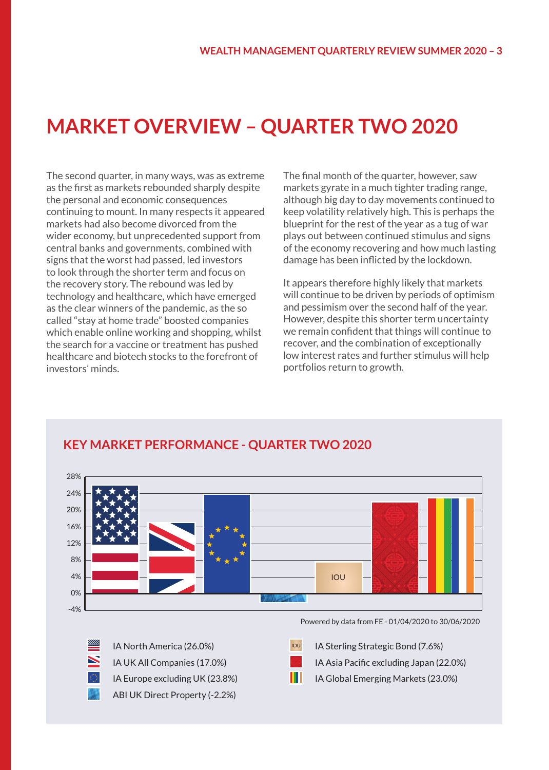# MARKET OVERVIEW – QUARTER TWO 2020

The second quarter, in many ways, was as extreme as the first as markets rebounded sharply despite the personal and economic consequences continuing to mount. In many respects it appeared markets had also become divorced from the wider economy, but unprecedented support from central banks and governments, combined with signs that the worst had passed, led investors to look through the shorter term and focus on the recovery story. The rebound was led by technology and healthcare, which have emerged as the clear winners of the pandemic, as the so called "stay at home trade" boosted companies which enable online working and shopping, whilst the search for a vaccine or treatment has pushed healthcare and biotech stocks to the forefront of investors' minds.

The final month of the quarter, however, saw markets gyrate in a much tighter trading range, although big day to day movements continued to keep volatility relatively high. This is perhaps the blueprint for the rest of the year as a tug of war plays out between continued stimulus and signs of the economy recovering and how much lasting damage has been inflicted by the lockdown.

It appears therefore highly likely that markets will continue to be driven by periods of optimism and pessimism over the second half of the year. However, despite this shorter term uncertainty we remain confident that things will continue to recover, and the combination of exceptionally low interest rates and further stimulus will help portfolios return to growth.

## KEY MARKET PERFORMANCE - QUARTER TWO 2020

Powered by data from FE - 01/04/2020 to 30/06/2020

- IA North America (26.0%)
- IA UK All Companies (17.0%)
- IA Europe excluding UK (23.8%)
- ABI UK Direct Property (-2.2%)
- IA Sterling Strategic Bond (7.6%)
- IA Asia Pacific excluding Japan (22.0%)
- IA Global Emerging Markets (23.0%)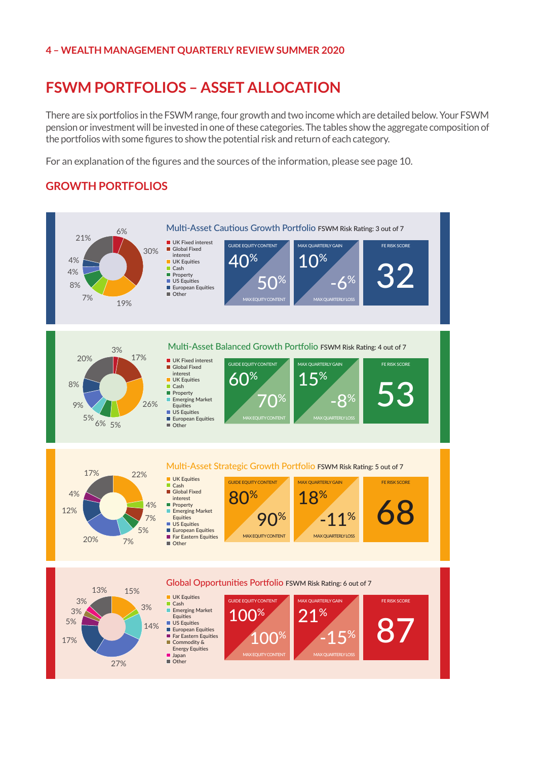# FSWM PORTFOLIOS – ASSET ALLOCATION

There are six portfolios in the FSWM range, four growth and two income which are detailed below. Your FSWM pension or investment will be invested in one of these categories. The tables show the aggregate composition of the portfolios with some figures to show the potential risk and return of each category.

For an explanation of the figures and the sources of the information, please see page 10.

## GROWTH PORTFOLIOS

### Multi-Asset Cautious Growth Portfolio FSWM Risk Rating: 3 out of 7

Pie chart percentages: 6%, 30%, 19%, 7%, 8%, 4%, 4%, 21%

- UK Fixed interest
- Global Fixed interest
- UK Equities
- Cash
- Property
- US Equities
- European Equities
- Other

| GUIDE EQUITY CONTENT | MAX EQUITY CONTENT | MAX QUARTERLY GAIN | MAX QUARTERLY LOSS | FE RISK SCORE |
|---|---|---|---|---|
| 40% | 50% | 10% | -6% | 32 |

### Multi-Asset Balanced Growth Portfolio FSWM Risk Rating: 4 out of 7

Pie chart percentages: 3%, 17%, 26%, 5%, 6%, 5%, 9%, 8%, 20%

- UK Fixed interest
- Global Fixed interest
- UK Equities
- Cash
- Property
- Emerging Market Equities
- US Equities
- European Equities
- Other

| GUIDE EQUITY CONTENT | MAX EQUITY CONTENT | MAX QUARTERLY GAIN | MAX QUARTERLY LOSS | FE RISK SCORE |
|---|---|---|---|---|
| 60% | 70% | 15% | -8% | 53 |

### Multi-Asset Strategic Growth Portfolio FSWM Risk Rating: 5 out of 7

Pie chart percentages: 22%, 4%, 7%, 5%, 7%, 20%, 12%, 4%, 17%

- UK Equities
- Cash
- Global Fixed interest
- Property
- Emerging Market Equities
- US Equities
- European Equities
- Far Eastern Equities
- Other

| GUIDE EQUITY CONTENT | MAX EQUITY CONTENT | MAX QUARTERLY GAIN | MAX QUARTERLY LOSS | FE RISK SCORE |
|---|---|---|---|---|
| 80% | 90% | 18% | -11% | 68 |

### Global Opportunities Portfolio FSWM Risk Rating: 6 out of 7

Pie chart percentages: 15%, 3%, 14%, 27%, 17%, 5%, 3%, 3%, 13%

- UK Equities
- Cash
- Emerging Market Equities
- US Equities
- European Equities
- Far Eastern Equities
- Commodity & Energy Equities
- Japan
- Other

| GUIDE EQUITY CONTENT | MAX EQUITY CONTENT | MAX QUARTERLY GAIN | MAX QUARTERLY LOSS | FE RISK SCORE |
|---|---|---|---|---|
| 100% | 100% | 21% | -15% | 87 |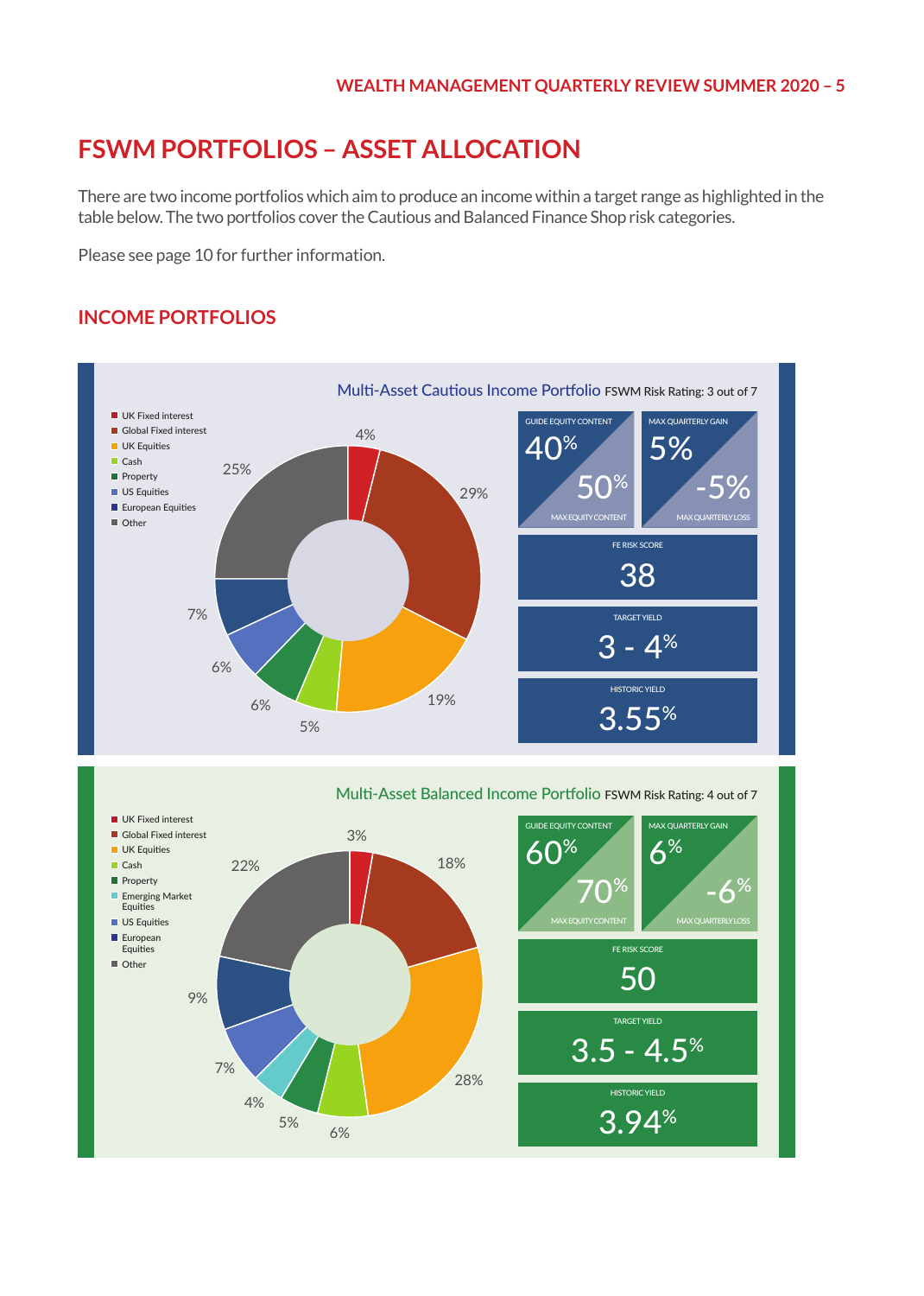# FSWM PORTFOLIOS – ASSET ALLOCATION

There are two income portfolios which aim to produce an income within a target range as highlighted in the table below. The two portfolios cover the Cautious and Balanced Finance Shop risk categories.

Please see page 10 for further information.

## INCOME PORTFOLIOS

### Multi-Asset Cautious Income Portfolio FSWM Risk Rating: 3 out of 7

| Asset | Allocation |
|---|---|
| UK Fixed interest | 4% |
| Global Fixed interest | 29% |
| UK Equities | 19% |
| Cash | 5% |
| Property | 6% |
| US Equities | 6% |
| European Equities | 7% |
| Other | 25% |

| | |
|---|---|
| GUIDE EQUITY CONTENT | 40% |
| MAX EQUITY CONTENT | 50% |
| MAX QUARTERLY GAIN | 5% |
| MAX QUARTERLY LOSS | -5% |
| FE RISK SCORE | 38 |
| TARGET YIELD | 3 - 4% |
| HISTORIC YIELD | 3.55% |

### Multi-Asset Balanced Income Portfolio FSWM Risk Rating: 4 out of 7

| Asset | Allocation |
|---|---|
| UK Fixed interest | 3% |
| Global Fixed interest | 18% |
| UK Equities | 28% |
| Cash | 6% |
| Property | 5% |
| Emerging Market Equities | 4% |
| US Equities | 7% |
| European Equities | 9% |
| Other | 22% |

| | |
|---|---|
| GUIDE EQUITY CONTENT | 60% |
| MAX EQUITY CONTENT | 70% |
| MAX QUARTERLY GAIN | 6% |
| MAX QUARTERLY LOSS | -6% |
| FE RISK SCORE | 50 |
| TARGET YIELD | 3.5 - 4.5% |
| HISTORIC YIELD | 3.94% |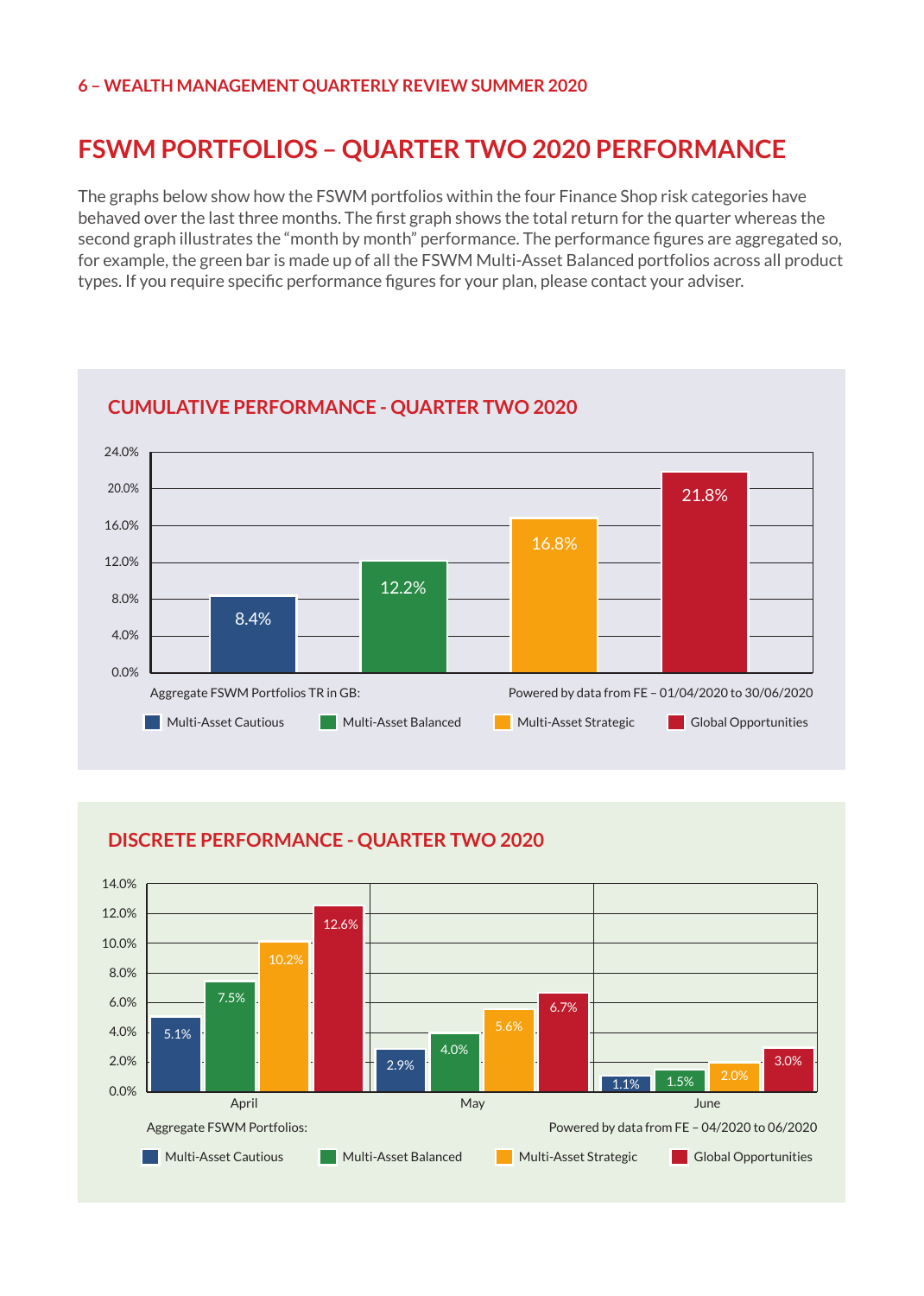# FSWM PORTFOLIOS – QUARTER TWO 2020 PERFORMANCE

The graphs below show how the FSWM portfolios within the four Finance Shop risk categories have behaved over the last three months. The first graph shows the total return for the quarter whereas the second graph illustrates the "month by month" performance. The performance figures are aggregated so, for example, the green bar is made up of all the FSWM Multi-Asset Balanced portfolios across all product types. If you require specific performance figures for your plan, please contact your adviser.

## CUMULATIVE PERFORMANCE - QUARTER TWO 2020

| Multi-Asset Cautious | Multi-Asset Balanced | Multi-Asset Strategic | Global Opportunities |
|---|---|---|---|
| 8.4% | 12.2% | 16.8% | 21.8% |

Aggregate FSWM Portfolios TR in GB:

Powered by data from FE – 01/04/2020 to 30/06/2020

## DISCRETE PERFORMANCE - QUARTER TWO 2020

| | Multi-Asset Cautious | Multi-Asset Balanced | Multi-Asset Strategic | Global Opportunities |
|---|---|---|---|---|
| April | 5.1% | 7.5% | 10.2% | 12.6% |
| May | 2.9% | 4.0% | 5.6% | 6.7% |
| June | 1.1% | 1.5% | 2.0% | 3.0% |

Aggregate FSWM Portfolios:

Powered by data from FE – 04/2020 to 06/2020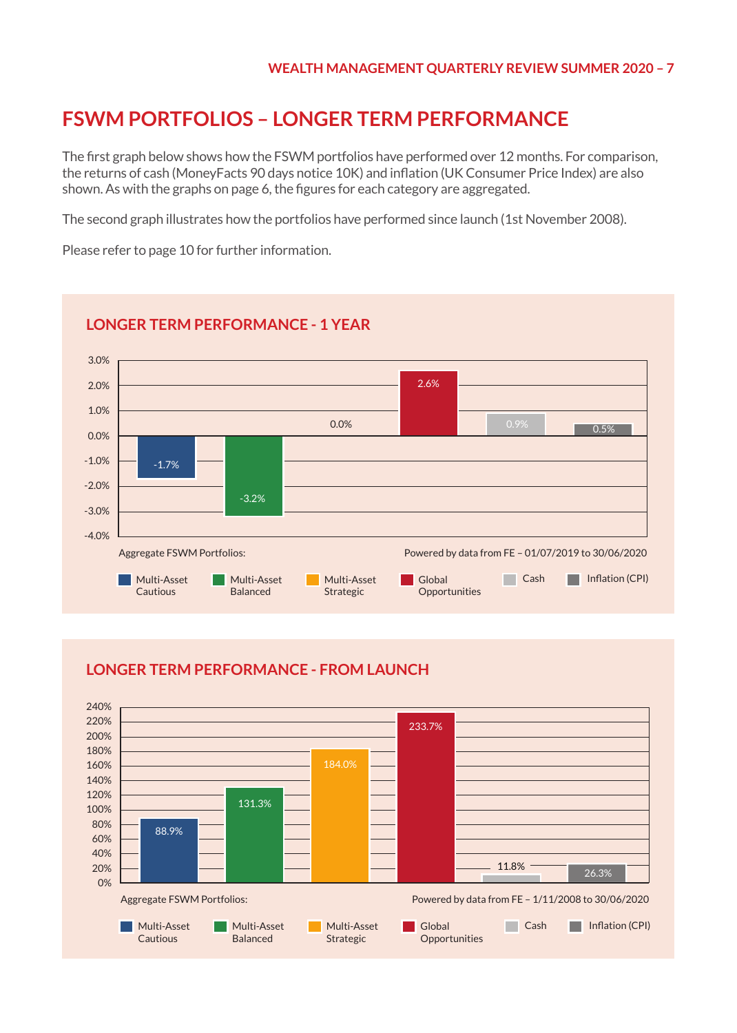# FSWM PORTFOLIOS – LONGER TERM PERFORMANCE

The first graph below shows how the FSWM portfolios have performed over 12 months. For comparison, the returns of cash (MoneyFacts 90 days notice 10K) and inflation (UK Consumer Price Index) are also shown. As with the graphs on page 6, the figures for each category are aggregated.

The second graph illustrates how the portfolios have performed since launch (1st November 2008).

Please refer to page 10 for further information.

## LONGER TERM PERFORMANCE - 1 YEAR

| Aggregate FSWM Portfolios | 1 Year |
|---|---|
| Multi-Asset Cautious | -1.7% |
| Multi-Asset Balanced | -3.2% |
| Multi-Asset Strategic | 0.0% |
| Global Opportunities | 2.6% |
| Cash | 0.9% |
| Inflation (CPI) | 0.5% |

Powered by data from FE – 01/07/2019 to 30/06/2020

## LONGER TERM PERFORMANCE - FROM LAUNCH

| Aggregate FSWM Portfolios | From Launch |
|---|---|
| Multi-Asset Cautious | 88.9% |
| Multi-Asset Balanced | 131.3% |
| Multi-Asset Strategic | 184.0% |
| Global Opportunities | 233.7% |
| Cash | 11.8% |
| Inflation (CPI) | 26.3% |

Powered by data from FE – 1/11/2008 to 30/06/2020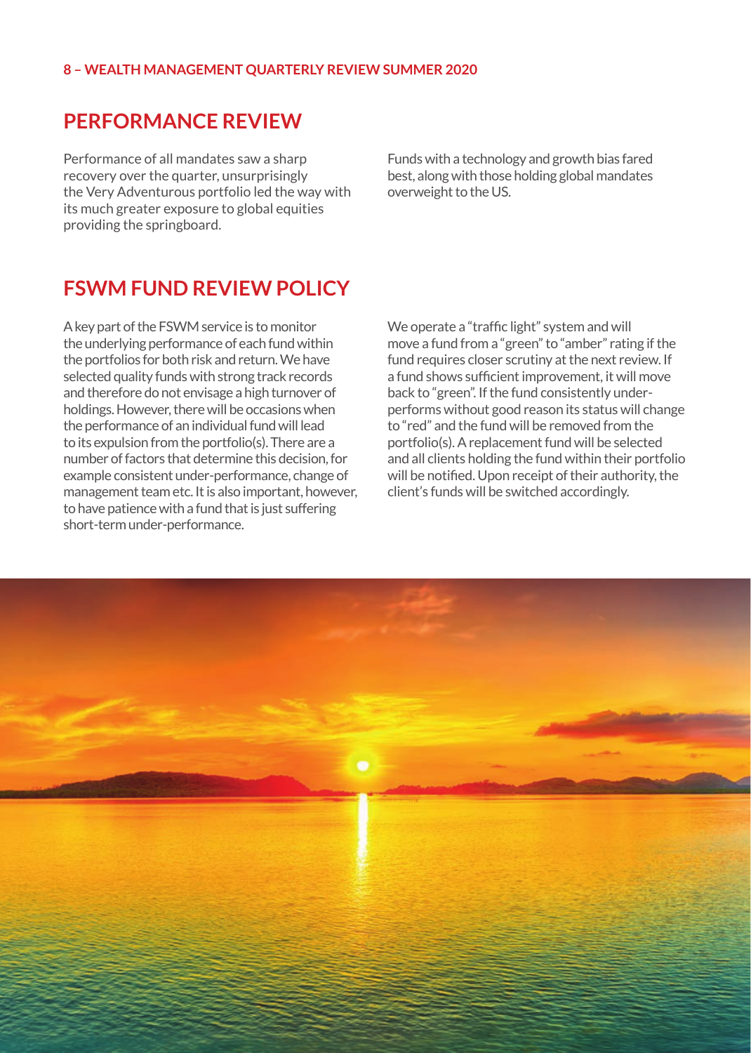## PERFORMANCE REVIEW

Performance of all mandates saw a sharp recovery over the quarter, unsurprisingly the Very Adventurous portfolio led the way with its much greater exposure to global equities providing the springboard.

Funds with a technology and growth bias fared best, along with those holding global mandates overweight to the US.

## FSWM FUND REVIEW POLICY

A key part of the FSWM service is to monitor the underlying performance of each fund within the portfolios for both risk and return. We have selected quality funds with strong track records and therefore do not envisage a high turnover of holdings. However, there will be occasions when the performance of an individual fund will lead to its expulsion from the portfolio(s). There are a number of factors that determine this decision, for example consistent under-performance, change of management team etc. It is also important, however, to have patience with a fund that is just suffering short-term under-performance.

We operate a "traffic light" system and will move a fund from a "green" to "amber" rating if the fund requires closer scrutiny at the next review. If a fund shows sufficient improvement, it will move back to "green". If the fund consistently under-performs without good reason its status will change to "red" and the fund will be removed from the portfolio(s). A replacement fund will be selected and all clients holding the fund within their portfolio will be notified. Upon receipt of their authority, the client's funds will be switched accordingly.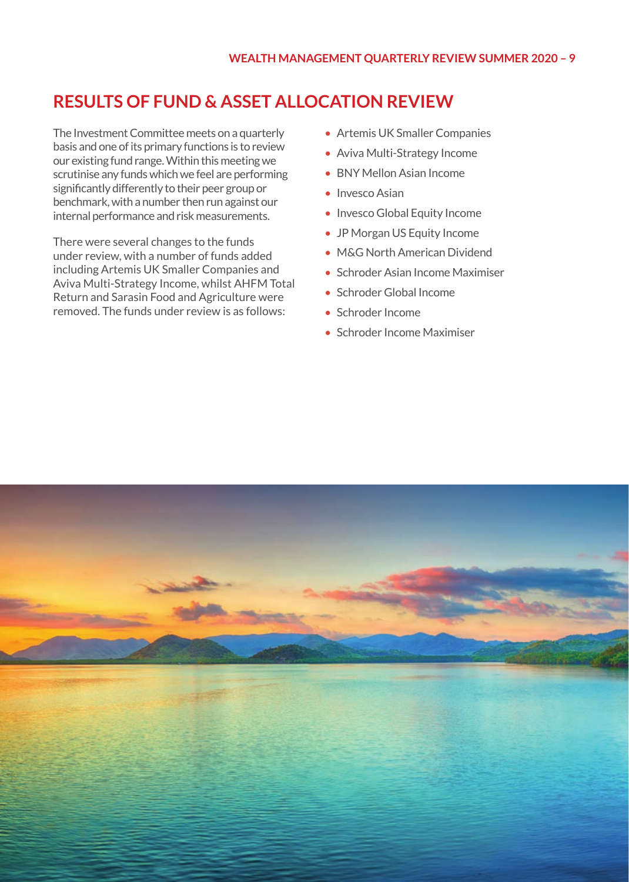# RESULTS OF FUND & ASSET ALLOCATION REVIEW

The Investment Committee meets on a quarterly basis and one of its primary functions is to review our existing fund range. Within this meeting we scrutinise any funds which we feel are performing significantly differently to their peer group or benchmark, with a number then run against our internal performance and risk measurements.

There were several changes to the funds under review, with a number of funds added including Artemis UK Smaller Companies and Aviva Multi-Strategy Income, whilst AHFM Total Return and Sarasin Food and Agriculture were removed. The funds under review is as follows:

- Artemis UK Smaller Companies
- Aviva Multi-Strategy Income
- BNY Mellon Asian Income
- Invesco Asian
- Invesco Global Equity Income
- JP Morgan US Equity Income
- M&G North American Dividend
- Schroder Asian Income Maximiser
- Schroder Global Income
- Schroder Income
- Schroder Income Maximiser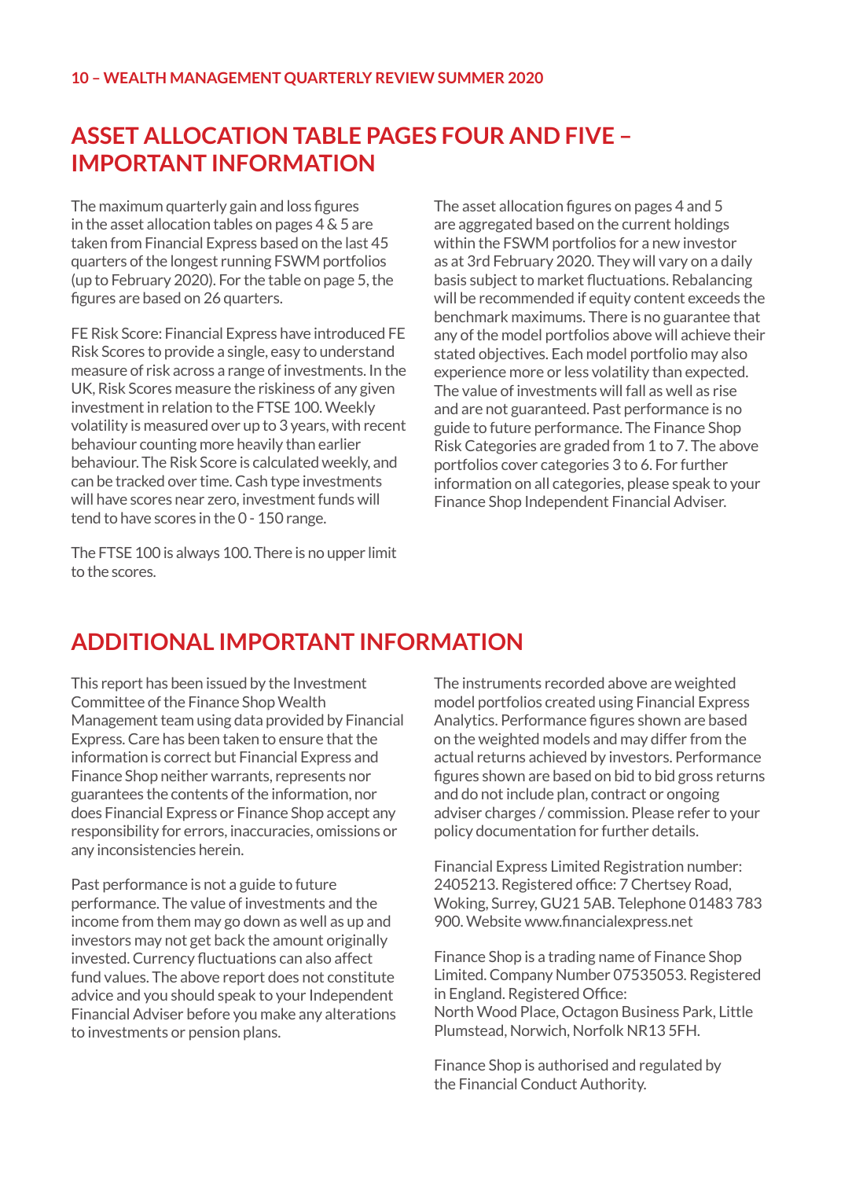# ASSET ALLOCATION TABLE PAGES FOUR AND FIVE – IMPORTANT INFORMATION

The maximum quarterly gain and loss figures in the asset allocation tables on pages 4 & 5 are taken from Financial Express based on the last 45 quarters of the longest running FSWM portfolios (up to February 2020). For the table on page 5, the figures are based on 26 quarters.

FE Risk Score: Financial Express have introduced FE Risk Scores to provide a single, easy to understand measure of risk across a range of investments. In the UK, Risk Scores measure the riskiness of any given investment in relation to the FTSE 100. Weekly volatility is measured over up to 3 years, with recent behaviour counting more heavily than earlier behaviour. The Risk Score is calculated weekly, and can be tracked over time. Cash type investments will have scores near zero, investment funds will tend to have scores in the 0 - 150 range.

The FTSE 100 is always 100. There is no upper limit to the scores.

The asset allocation figures on pages 4 and 5 are aggregated based on the current holdings within the FSWM portfolios for a new investor as at 3rd February 2020. They will vary on a daily basis subject to market fluctuations. Rebalancing will be recommended if equity content exceeds the benchmark maximums. There is no guarantee that any of the model portfolios above will achieve their stated objectives. Each model portfolio may also experience more or less volatility than expected. The value of investments will fall as well as rise and are not guaranteed. Past performance is no guide to future performance. The Finance Shop Risk Categories are graded from 1 to 7. The above portfolios cover categories 3 to 6. For further information on all categories, please speak to your Finance Shop Independent Financial Adviser.

# ADDITIONAL IMPORTANT INFORMATION

This report has been issued by the Investment Committee of the Finance Shop Wealth Management team using data provided by Financial Express. Care has been taken to ensure that the information is correct but Financial Express and Finance Shop neither warrants, represents nor guarantees the contents of the information, nor does Financial Express or Finance Shop accept any responsibility for errors, inaccuracies, omissions or any inconsistencies herein.

Past performance is not a guide to future performance. The value of investments and the income from them may go down as well as up and investors may not get back the amount originally invested. Currency fluctuations can also affect fund values. The above report does not constitute advice and you should speak to your Independent Financial Adviser before you make any alterations to investments or pension plans.

The instruments recorded above are weighted model portfolios created using Financial Express Analytics. Performance figures shown are based on the weighted models and may differ from the actual returns achieved by investors. Performance figures shown are based on bid to bid gross returns and do not include plan, contract or ongoing adviser charges / commission. Please refer to your policy documentation for further details.

Financial Express Limited Registration number: 2405213. Registered office: 7 Chertsey Road, Woking, Surrey, GU21 5AB. Telephone 01483 783 900. Website www.financialexpress.net

Finance Shop is a trading name of Finance Shop Limited. Company Number 07535053. Registered in England. Registered Office:
North Wood Place, Octagon Business Park, Little Plumstead, Norwich, Norfolk NR13 5FH.

Finance Shop is authorised and regulated by the Financial Conduct Authority.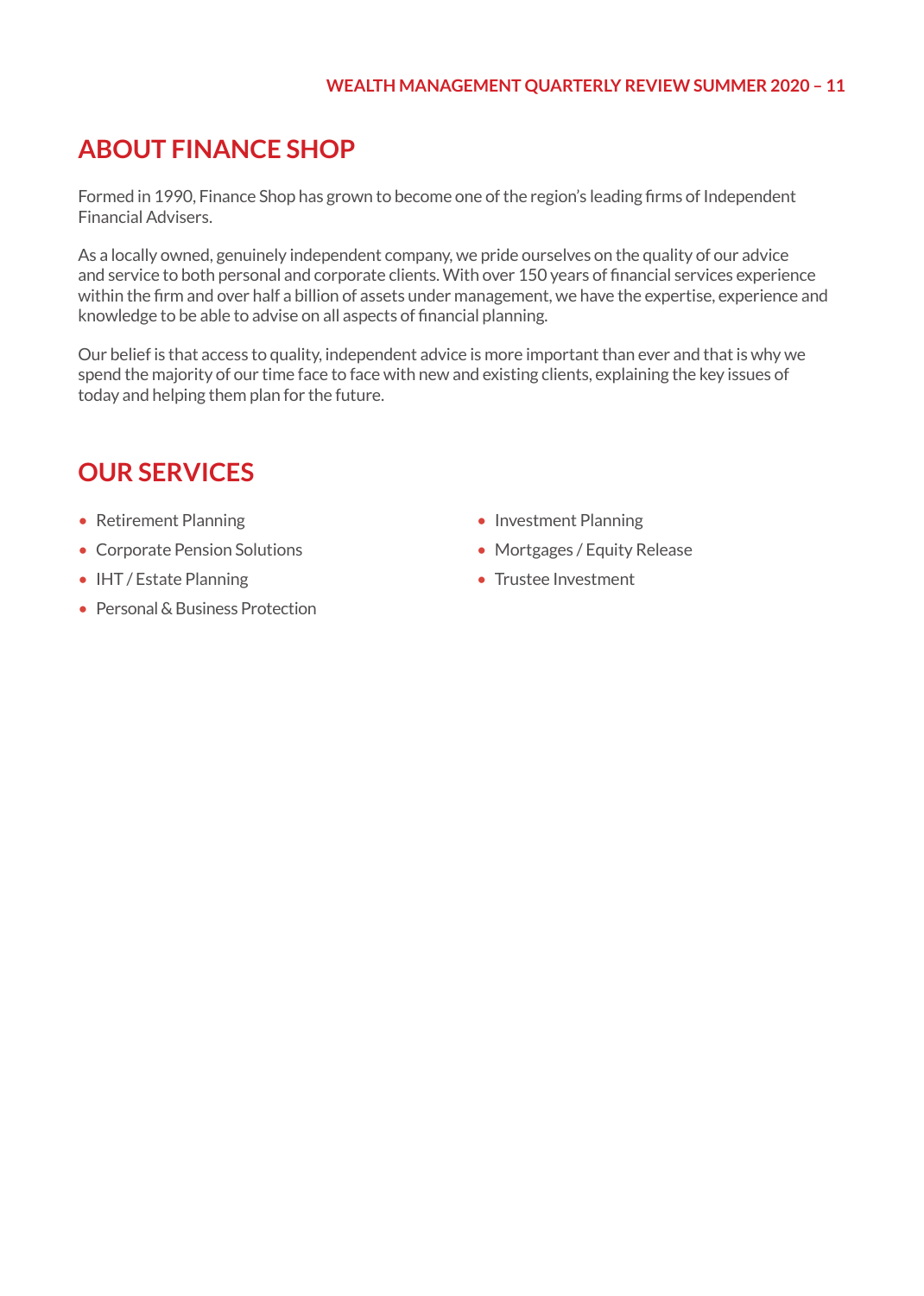## ABOUT FINANCE SHOP

Formed in 1990, Finance Shop has grown to become one of the region's leading firms of Independent Financial Advisers.

As a locally owned, genuinely independent company, we pride ourselves on the quality of our advice and service to both personal and corporate clients. With over 150 years of financial services experience within the firm and over half a billion of assets under management, we have the expertise, experience and knowledge to be able to advise on all aspects of financial planning.

Our belief is that access to quality, independent advice is more important than ever and that is why we spend the majority of our time face to face with new and existing clients, explaining the key issues of today and helping them plan for the future.

## OUR SERVICES

- Retirement Planning
- Corporate Pension Solutions
- IHT / Estate Planning
- Personal & Business Protection
- Investment Planning
- Mortgages / Equity Release
- Trustee Investment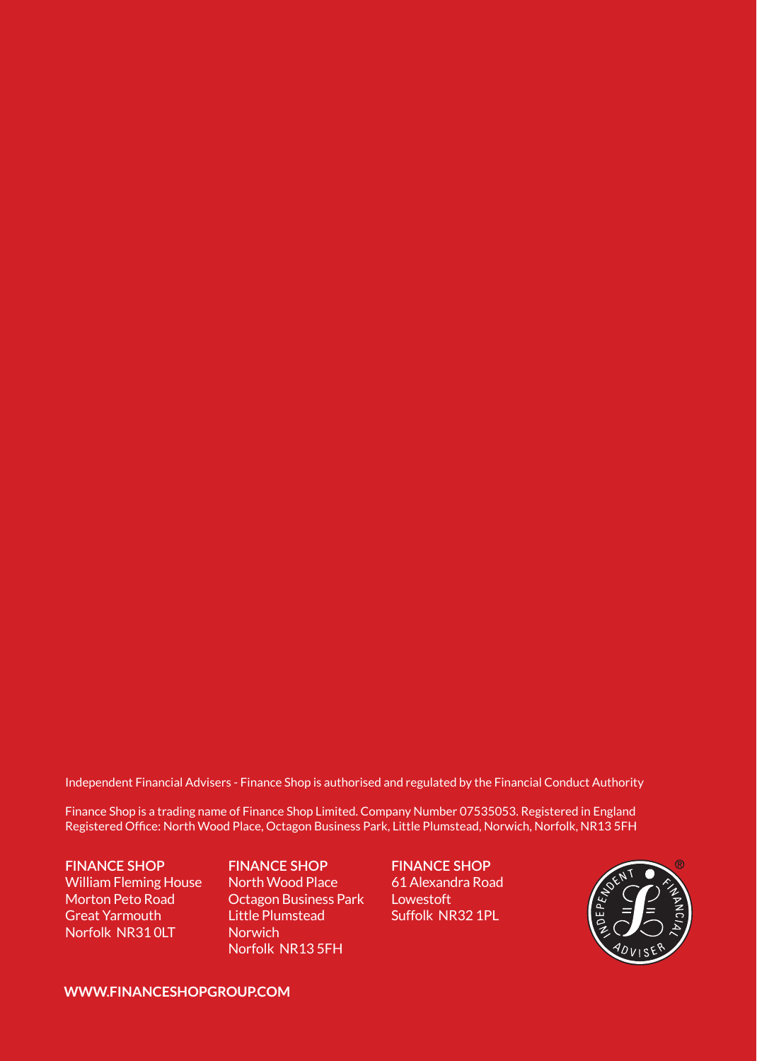Independent Financial Advisers - Finance Shop is authorised and regulated by the Financial Conduct Authority

Finance Shop is a trading name of Finance Shop Limited. Company Number 07535053. Registered in England
Registered Office: North Wood Place, Octagon Business Park, Little Plumstead, Norwich, Norfolk, NR13 5FH

**FINANCE SHOP**
William Fleming House
Morton Peto Road
Great Yarmouth
Norfolk NR31 0LT

**FINANCE SHOP**
North Wood Place
Octagon Business Park
Little Plumstead
Norwich
Norfolk NR13 5FH

**FINANCE SHOP**
61 Alexandra Road
Lowestoft
Suffolk NR32 1PL

INDEPENDENT FINANCIAL ADVISER ®

**WWW.FINANCESHOPGROUP.COM**